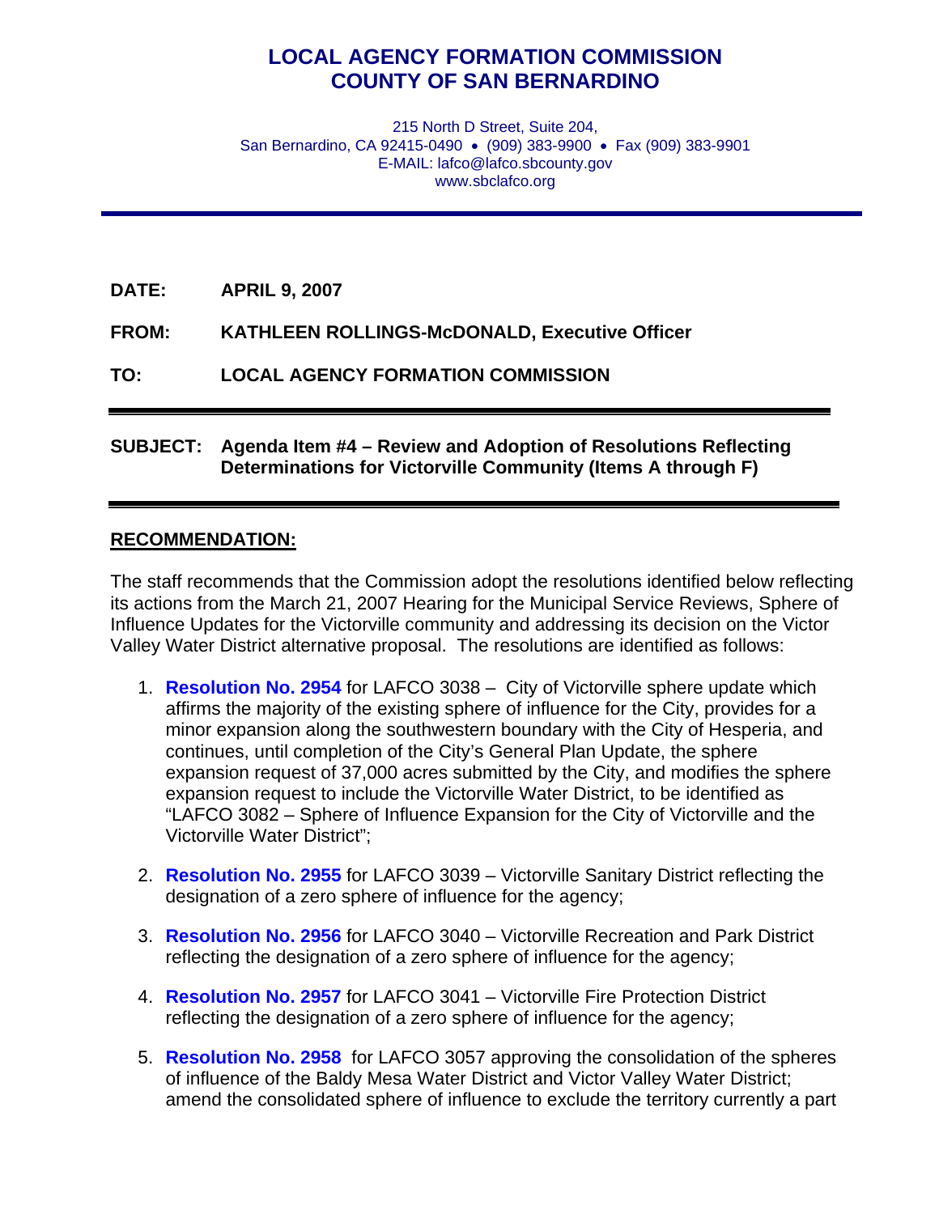# LOCAL AGENCY FORMATION COMMISSION
# COUNTY OF SAN BERNARDINO

215 North D Street, Suite 204,
San Bernardino, CA 92415-0490 • (909) 383-9900 • Fax (909) 383-9901
E-MAIL: lafco@lafco.sbcounty.gov
www.sbclafco.org

**DATE:** **APRIL 9, 2007**

**FROM:** **KATHLEEN ROLLINGS-McDONALD, Executive Officer**

**TO:** **LOCAL AGENCY FORMATION COMMISSION**

**SUBJECT:** **Agenda Item #4 – Review and Adoption of Resolutions Reflecting Determinations for Victorville Community (Items A through F)**

## RECOMMENDATION:

The staff recommends that the Commission adopt the resolutions identified below reflecting its actions from the March 21, 2007 Hearing for the Municipal Service Reviews, Sphere of Influence Updates for the Victorville community and addressing its decision on the Victor Valley Water District alternative proposal. The resolutions are identified as follows:

1. **Resolution No. 2954** for LAFCO 3038 – City of Victorville sphere update which affirms the majority of the existing sphere of influence for the City, provides for a minor expansion along the southwestern boundary with the City of Hesperia, and continues, until completion of the City's General Plan Update, the sphere expansion request of 37,000 acres submitted by the City, and modifies the sphere expansion request to include the Victorville Water District, to be identified as "LAFCO 3082 – Sphere of Influence Expansion for the City of Victorville and the Victorville Water District";

2. **Resolution No. 2955** for LAFCO 3039 – Victorville Sanitary District reflecting the designation of a zero sphere of influence for the agency;

3. **Resolution No. 2956** for LAFCO 3040 – Victorville Recreation and Park District reflecting the designation of a zero sphere of influence for the agency;

4. **Resolution No. 2957** for LAFCO 3041 – Victorville Fire Protection District reflecting the designation of a zero sphere of influence for the agency;

5. **Resolution No. 2958** for LAFCO 3057 approving the consolidation of the spheres of influence of the Baldy Mesa Water District and Victor Valley Water District; amend the consolidated sphere of influence to exclude the territory currently a part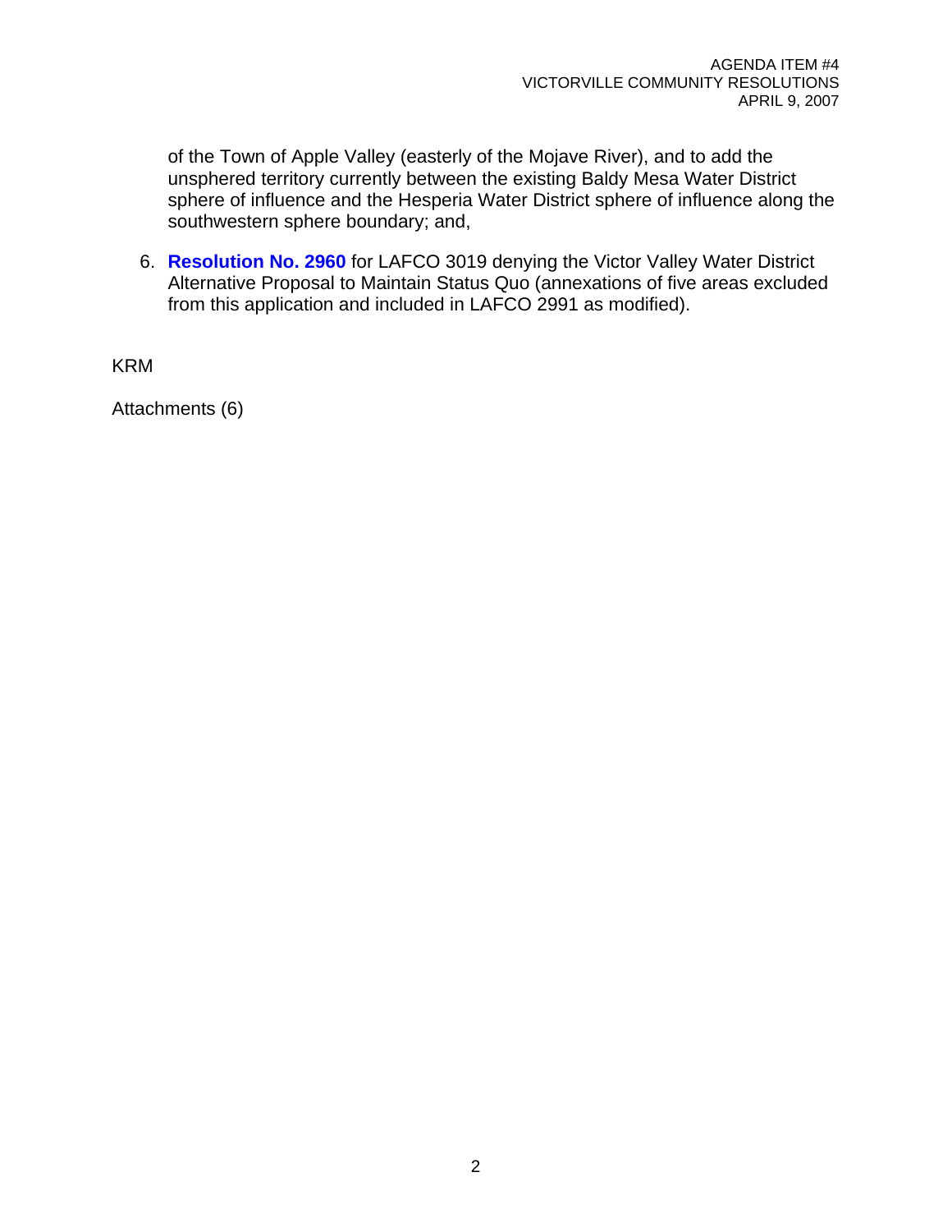of the Town of Apple Valley (easterly of the Mojave River), and to add the unsphered territory currently between the existing Baldy Mesa Water District sphere of influence and the Hesperia Water District sphere of influence along the southwestern sphere boundary; and,

6. **Resolution No. 2960** for LAFCO 3019 denying the Victor Valley Water District Alternative Proposal to Maintain Status Quo (annexations of five areas excluded from this application and included in LAFCO 2991 as modified).

KRM

Attachments (6)